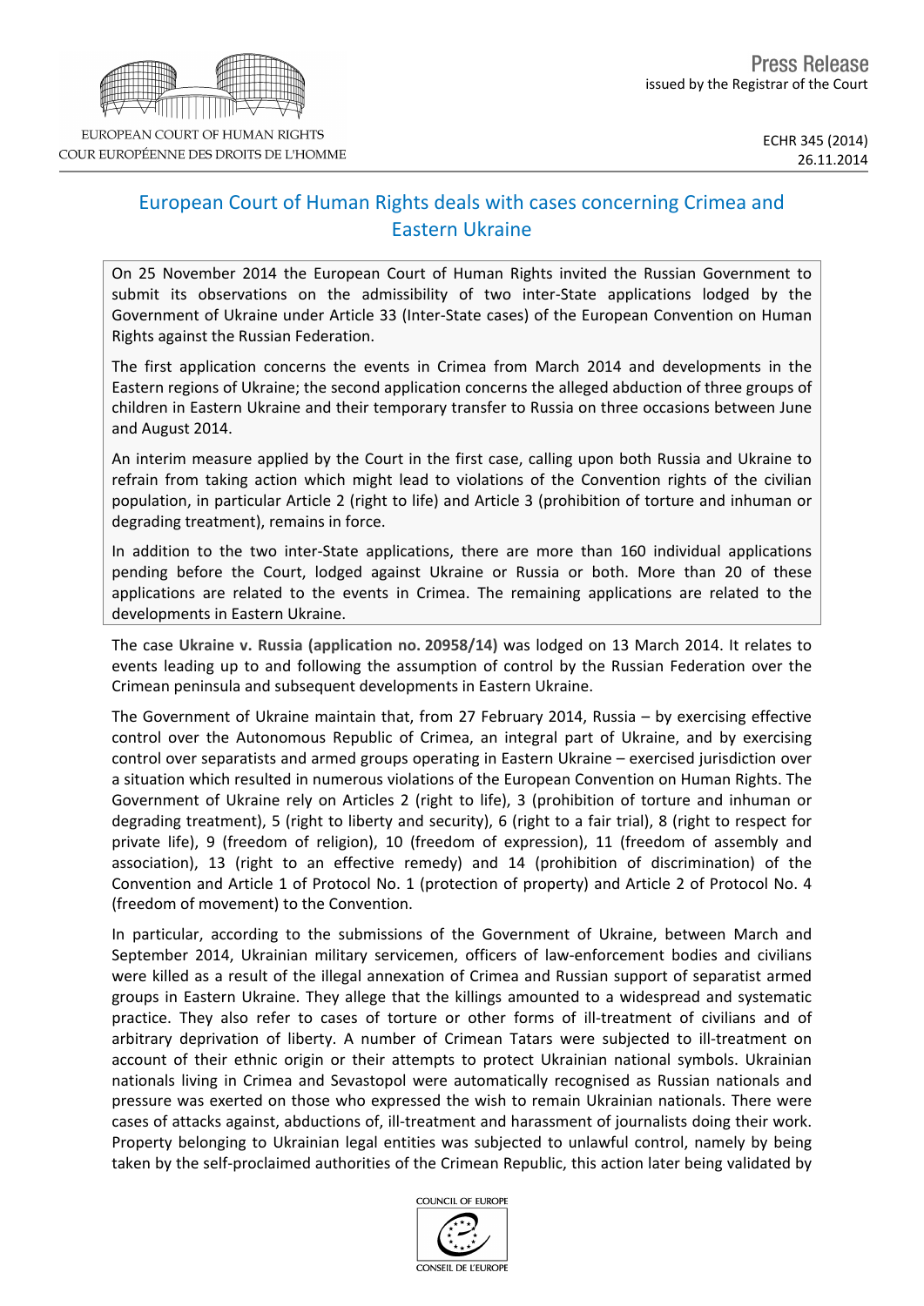EUROPEAN COURT OF HUMAN RIGHTS
COUR EUROPÉENNE DES DROITS DE L'HOMME

**Press Release**
issued by the Registrar of the Court

ECHR 345 (2014)
26.11.2014

# European Court of Human Rights deals with cases concerning Crimea and Eastern Ukraine

On 25 November 2014 the European Court of Human Rights invited the Russian Government to submit its observations on the admissibility of two inter-State applications lodged by the Government of Ukraine under Article 33 (Inter-State cases) of the European Convention on Human Rights against the Russian Federation.

The first application concerns the events in Crimea from March 2014 and developments in the Eastern regions of Ukraine; the second application concerns the alleged abduction of three groups of children in Eastern Ukraine and their temporary transfer to Russia on three occasions between June and August 2014.

An interim measure applied by the Court in the first case, calling upon both Russia and Ukraine to refrain from taking action which might lead to violations of the Convention rights of the civilian population, in particular Article 2 (right to life) and Article 3 (prohibition of torture and inhuman or degrading treatment), remains in force.

In addition to the two inter-State applications, there are more than 160 individual applications pending before the Court, lodged against Ukraine or Russia or both. More than 20 of these applications are related to the events in Crimea. The remaining applications are related to the developments in Eastern Ukraine.

The case **Ukraine v. Russia (application no. 20958/14)** was lodged on 13 March 2014. It relates to events leading up to and following the assumption of control by the Russian Federation over the Crimean peninsula and subsequent developments in Eastern Ukraine.

The Government of Ukraine maintain that, from 27 February 2014, Russia – by exercising effective control over the Autonomous Republic of Crimea, an integral part of Ukraine, and by exercising control over separatists and armed groups operating in Eastern Ukraine – exercised jurisdiction over a situation which resulted in numerous violations of the European Convention on Human Rights. The Government of Ukraine rely on Articles 2 (right to life), 3 (prohibition of torture and inhuman or degrading treatment), 5 (right to liberty and security), 6 (right to a fair trial), 8 (right to respect for private life), 9 (freedom of religion), 10 (freedom of expression), 11 (freedom of assembly and association), 13 (right to an effective remedy) and 14 (prohibition of discrimination) of the Convention and Article 1 of Protocol No. 1 (protection of property) and Article 2 of Protocol No. 4 (freedom of movement) to the Convention.

In particular, according to the submissions of the Government of Ukraine, between March and September 2014, Ukrainian military servicemen, officers of law-enforcement bodies and civilians were killed as a result of the illegal annexation of Crimea and Russian support of separatist armed groups in Eastern Ukraine. They allege that the killings amounted to a widespread and systematic practice. They also refer to cases of torture or other forms of ill-treatment of civilians and of arbitrary deprivation of liberty. A number of Crimean Tatars were subjected to ill-treatment on account of their ethnic origin or their attempts to protect Ukrainian national symbols. Ukrainian nationals living in Crimea and Sevastopol were automatically recognised as Russian nationals and pressure was exerted on those who expressed the wish to remain Ukrainian nationals. There were cases of attacks against, abductions of, ill-treatment and harassment of journalists doing their work. Property belonging to Ukrainian legal entities was subjected to unlawful control, namely by being taken by the self-proclaimed authorities of the Crimean Republic, this action later being validated by

COUNCIL OF EUROPE
CONSEIL DE L'EUROPE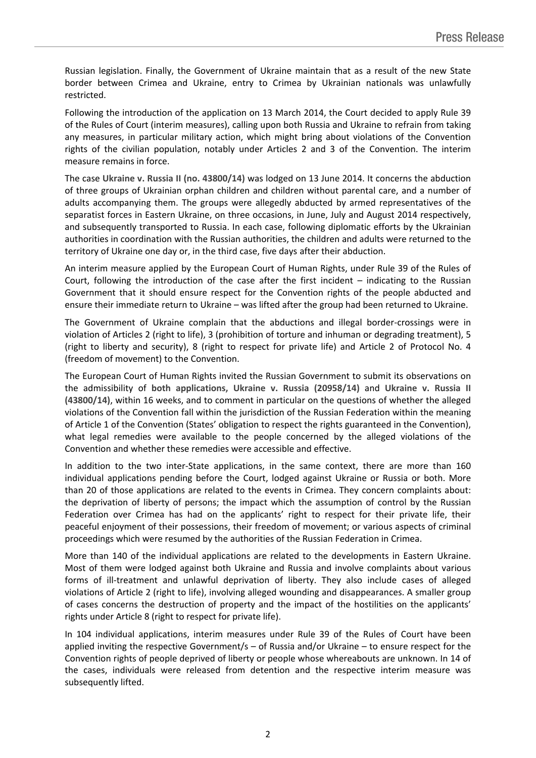Russian legislation. Finally, the Government of Ukraine maintain that as a result of the new State border between Crimea and Ukraine, entry to Crimea by Ukrainian nationals was unlawfully restricted.

Following the introduction of the application on 13 March 2014, the Court decided to apply Rule 39 of the Rules of Court (interim measures), calling upon both Russia and Ukraine to refrain from taking any measures, in particular military action, which might bring about violations of the Convention rights of the civilian population, notably under Articles 2 and 3 of the Convention. The interim measure remains in force.

The case **Ukraine v. Russia II (no. 43800/14)** was lodged on 13 June 2014. It concerns the abduction of three groups of Ukrainian orphan children and children without parental care, and a number of adults accompanying them. The groups were allegedly abducted by armed representatives of the separatist forces in Eastern Ukraine, on three occasions, in June, July and August 2014 respectively, and subsequently transported to Russia. In each case, following diplomatic efforts by the Ukrainian authorities in coordination with the Russian authorities, the children and adults were returned to the territory of Ukraine one day or, in the third case, five days after their abduction.

An interim measure applied by the European Court of Human Rights, under Rule 39 of the Rules of Court, following the introduction of the case after the first incident – indicating to the Russian Government that it should ensure respect for the Convention rights of the people abducted and ensure their immediate return to Ukraine – was lifted after the group had been returned to Ukraine.

The Government of Ukraine complain that the abductions and illegal border-crossings were in violation of Articles 2 (right to life), 3 (prohibition of torture and inhuman or degrading treatment), 5 (right to liberty and security), 8 (right to respect for private life) and Article 2 of Protocol No. 4 (freedom of movement) to the Convention.

The European Court of Human Rights invited the Russian Government to submit its observations on the admissibility of **both applications, Ukraine v. Russia (20958/14)** and **Ukraine v. Russia II (43800/14)**, within 16 weeks, and to comment in particular on the questions of whether the alleged violations of the Convention fall within the jurisdiction of the Russian Federation within the meaning of Article 1 of the Convention (States' obligation to respect the rights guaranteed in the Convention), what legal remedies were available to the people concerned by the alleged violations of the Convention and whether these remedies were accessible and effective.

In addition to the two inter-State applications, in the same context, there are more than 160 individual applications pending before the Court, lodged against Ukraine or Russia or both. More than 20 of those applications are related to the events in Crimea. They concern complaints about: the deprivation of liberty of persons; the impact which the assumption of control by the Russian Federation over Crimea has had on the applicants' right to respect for their private life, their peaceful enjoyment of their possessions, their freedom of movement; or various aspects of criminal proceedings which were resumed by the authorities of the Russian Federation in Crimea.

More than 140 of the individual applications are related to the developments in Eastern Ukraine. Most of them were lodged against both Ukraine and Russia and involve complaints about various forms of ill-treatment and unlawful deprivation of liberty. They also include cases of alleged violations of Article 2 (right to life), involving alleged wounding and disappearances. A smaller group of cases concerns the destruction of property and the impact of the hostilities on the applicants' rights under Article 8 (right to respect for private life).

In 104 individual applications, interim measures under Rule 39 of the Rules of Court have been applied inviting the respective Government/s – of Russia and/or Ukraine – to ensure respect for the Convention rights of people deprived of liberty or people whose whereabouts are unknown. In 14 of the cases, individuals were released from detention and the respective interim measure was subsequently lifted.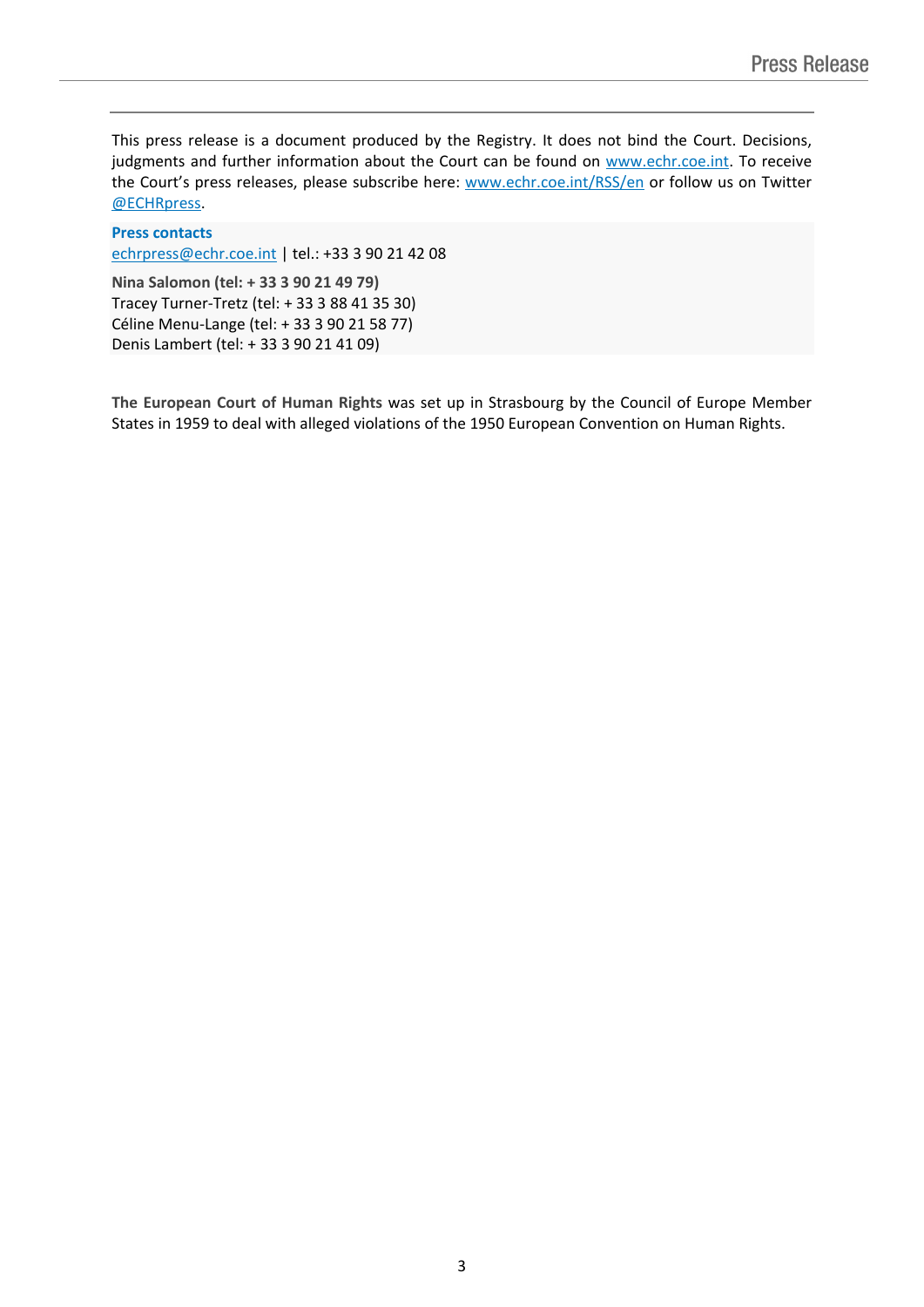This press release is a document produced by the Registry. It does not bind the Court. Decisions, judgments and further information about the Court can be found on www.echr.coe.int. To receive the Court's press releases, please subscribe here: www.echr.coe.int/RSS/en or follow us on Twitter @ECHRpress.

**Press contacts**
echrpress@echr.coe.int | tel.: +33 3 90 21 42 08

**Nina Salomon (tel: + 33 3 90 21 49 79)**
Tracey Turner-Tretz (tel: + 33 3 88 41 35 30)
Céline Menu-Lange (tel: + 33 3 90 21 58 77)
Denis Lambert (tel: + 33 3 90 21 41 09)

**The European Court of Human Rights** was set up in Strasbourg by the Council of Europe Member States in 1959 to deal with alleged violations of the 1950 European Convention on Human Rights.